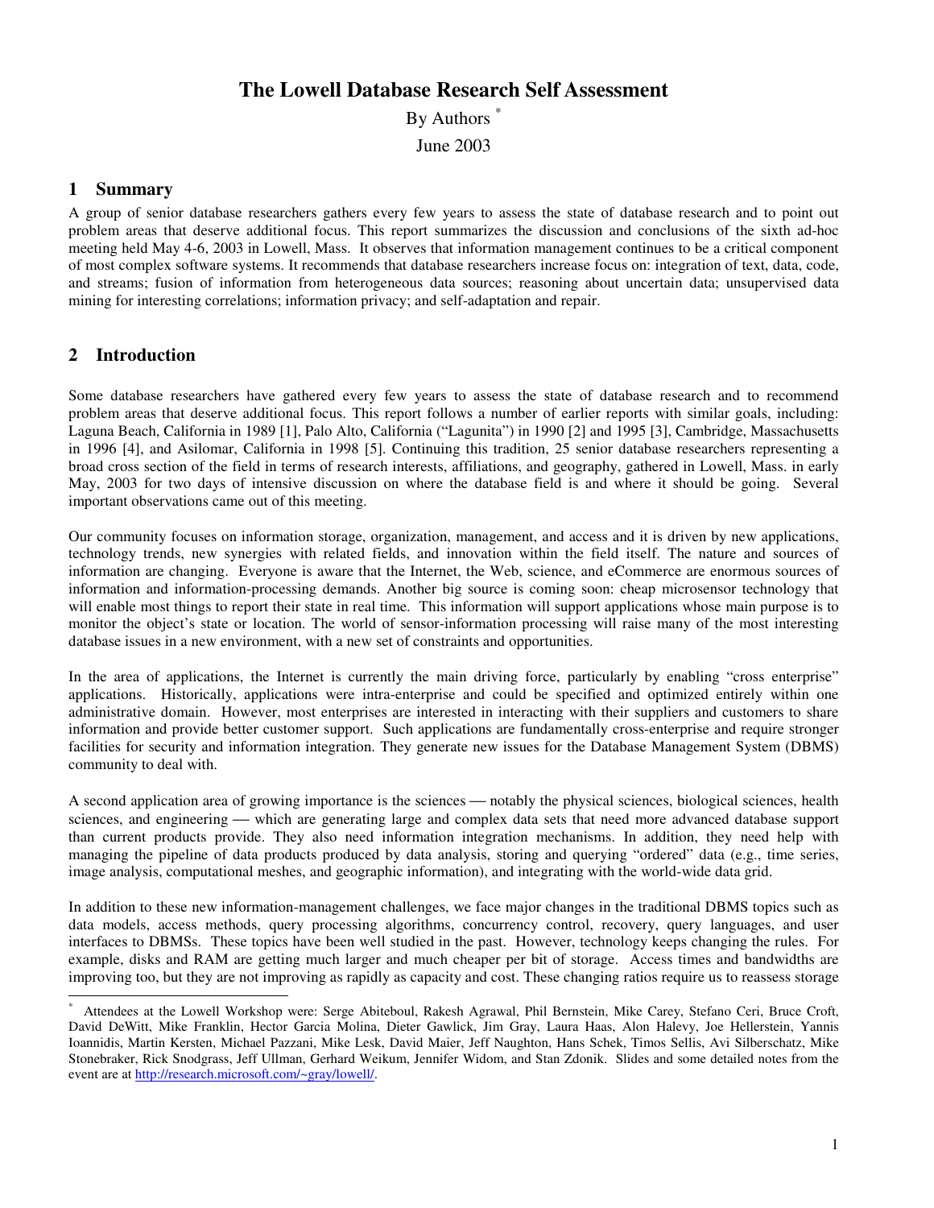# The Lowell Database Research Self Assessment

By Authors [*]

June 2003

## 1 Summary

A group of senior database researchers gathers every few years to assess the state of database research and to point out problem areas that deserve additional focus. This report summarizes the discussion and conclusions of the sixth ad-hoc meeting held May 4-6, 2003 in Lowell, Mass. It observes that information management continues to be a critical component of most complex software systems. It recommends that database researchers increase focus on: integration of text, data, code, and streams; fusion of information from heterogeneous data sources; reasoning about uncertain data; unsupervised data mining for interesting correlations; information privacy; and self-adaptation and repair.

## 2 Introduction

Some database researchers have gathered every few years to assess the state of database research and to recommend problem areas that deserve additional focus. This report follows a number of earlier reports with similar goals, including: Laguna Beach, California in 1989 [1], Palo Alto, California ("Lagunita") in 1990 [2] and 1995 [3], Cambridge, Massachusetts in 1996 [4], and Asilomar, California in 1998 [5]. Continuing this tradition, 25 senior database researchers representing a broad cross section of the field in terms of research interests, affiliations, and geography, gathered in Lowell, Mass. in early May, 2003 for two days of intensive discussion on where the database field is and where it should be going. Several important observations came out of this meeting.

Our community focuses on information storage, organization, management, and access and it is driven by new applications, technology trends, new synergies with related fields, and innovation within the field itself. The nature and sources of information are changing. Everyone is aware that the Internet, the Web, science, and eCommerce are enormous sources of information and information-processing demands. Another big source is coming soon: cheap microsensor technology that will enable most things to report their state in real time. This information will support applications whose main purpose is to monitor the object's state or location. The world of sensor-information processing will raise many of the most interesting database issues in a new environment, with a new set of constraints and opportunities.

In the area of applications, the Internet is currently the main driving force, particularly by enabling "cross enterprise" applications. Historically, applications were intra-enterprise and could be specified and optimized entirely within one administrative domain. However, most enterprises are interested in interacting with their suppliers and customers to share information and provide better customer support. Such applications are fundamentally cross-enterprise and require stronger facilities for security and information integration. They generate new issues for the Database Management System (DBMS) community to deal with.

A second application area of growing importance is the sciences — notably the physical sciences, biological sciences, health sciences, and engineering — which are generating large and complex data sets that need more advanced database support than current products provide. They also need information integration mechanisms. In addition, they need help with managing the pipeline of data products produced by data analysis, storing and querying "ordered" data (e.g., time series, image analysis, computational meshes, and geographic information), and integrating with the world-wide data grid.

In addition to these new information-management challenges, we face major changes in the traditional DBMS topics such as data models, access methods, query processing algorithms, concurrency control, recovery, query languages, and user interfaces to DBMSs. These topics have been well studied in the past. However, technology keeps changing the rules. For example, disks and RAM are getting much larger and much cheaper per bit of storage. Access times and bandwidths are improving too, but they are not improving as rapidly as capacity and cost. These changing ratios require us to reassess storage

---

[*] Attendees at the Lowell Workshop were: Serge Abiteboul, Rakesh Agrawal, Phil Bernstein, Mike Carey, Stefano Ceri, Bruce Croft, David DeWitt, Mike Franklin, Hector Garcia Molina, Dieter Gawlick, Jim Gray, Laura Haas, Alon Halevy, Joe Hellerstein, Yannis Ioannidis, Martin Kersten, Michael Pazzani, Mike Lesk, David Maier, Jeff Naughton, Hans Schek, Timos Sellis, Avi Silberschatz, Mike Stonebraker, Rick Snodgrass, Jeff Ullman, Gerhard Weikum, Jennifer Widom, and Stan Zdonik. Slides and some detailed notes from the event are at http://research.microsoft.com/~gray/lowell/.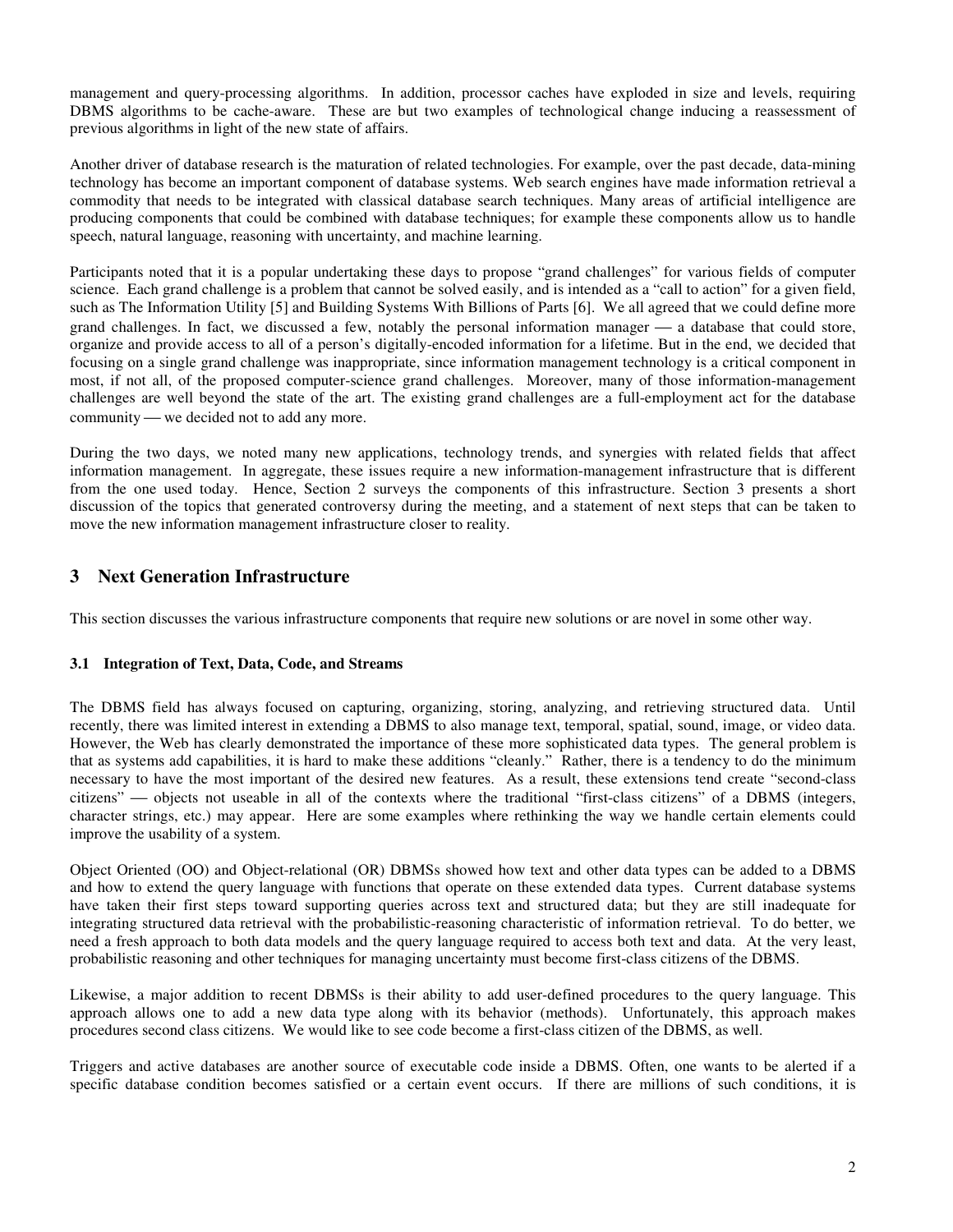management and query-processing algorithms. In addition, processor caches have exploded in size and levels, requiring DBMS algorithms to be cache-aware. These are but two examples of technological change inducing a reassessment of previous algorithms in light of the new state of affairs.

Another driver of database research is the maturation of related technologies. For example, over the past decade, data-mining technology has become an important component of database systems. Web search engines have made information retrieval a commodity that needs to be integrated with classical database search techniques. Many areas of artificial intelligence are producing components that could be combined with database techniques; for example these components allow us to handle speech, natural language, reasoning with uncertainty, and machine learning.

Participants noted that it is a popular undertaking these days to propose "grand challenges" for various fields of computer science. Each grand challenge is a problem that cannot be solved easily, and is intended as a "call to action" for a given field, such as The Information Utility [5] and Building Systems With Billions of Parts [6]. We all agreed that we could define more grand challenges. In fact, we discussed a few, notably the personal information manager — a database that could store, organize and provide access to all of a person's digitally-encoded information for a lifetime. But in the end, we decided that focusing on a single grand challenge was inappropriate, since information management technology is a critical component in most, if not all, of the proposed computer-science grand challenges. Moreover, many of those information-management challenges are well beyond the state of the art. The existing grand challenges are a full-employment act for the database community — we decided not to add any more.

During the two days, we noted many new applications, technology trends, and synergies with related fields that affect information management. In aggregate, these issues require a new information-management infrastructure that is different from the one used today. Hence, Section 2 surveys the components of this infrastructure. Section 3 presents a short discussion of the topics that generated controversy during the meeting, and a statement of next steps that can be taken to move the new information management infrastructure closer to reality.

## 3 Next Generation Infrastructure

This section discusses the various infrastructure components that require new solutions or are novel in some other way.

### 3.1 Integration of Text, Data, Code, and Streams

The DBMS field has always focused on capturing, organizing, storing, analyzing, and retrieving structured data. Until recently, there was limited interest in extending a DBMS to also manage text, temporal, spatial, sound, image, or video data. However, the Web has clearly demonstrated the importance of these more sophisticated data types. The general problem is that as systems add capabilities, it is hard to make these additions "cleanly." Rather, there is a tendency to do the minimum necessary to have the most important of the desired new features. As a result, these extensions tend create "second-class citizens" — objects not useable in all of the contexts where the traditional "first-class citizens" of a DBMS (integers, character strings, etc.) may appear. Here are some examples where rethinking the way we handle certain elements could improve the usability of a system.

Object Oriented (OO) and Object-relational (OR) DBMSs showed how text and other data types can be added to a DBMS and how to extend the query language with functions that operate on these extended data types. Current database systems have taken their first steps toward supporting queries across text and structured data; but they are still inadequate for integrating structured data retrieval with the probabilistic-reasoning characteristic of information retrieval. To do better, we need a fresh approach to both data models and the query language required to access both text and data. At the very least, probabilistic reasoning and other techniques for managing uncertainty must become first-class citizens of the DBMS.

Likewise, a major addition to recent DBMSs is their ability to add user-defined procedures to the query language. This approach allows one to add a new data type along with its behavior (methods). Unfortunately, this approach makes procedures second class citizens. We would like to see code become a first-class citizen of the DBMS, as well.

Triggers and active databases are another source of executable code inside a DBMS. Often, one wants to be alerted if a specific database condition becomes satisfied or a certain event occurs. If there are millions of such conditions, it is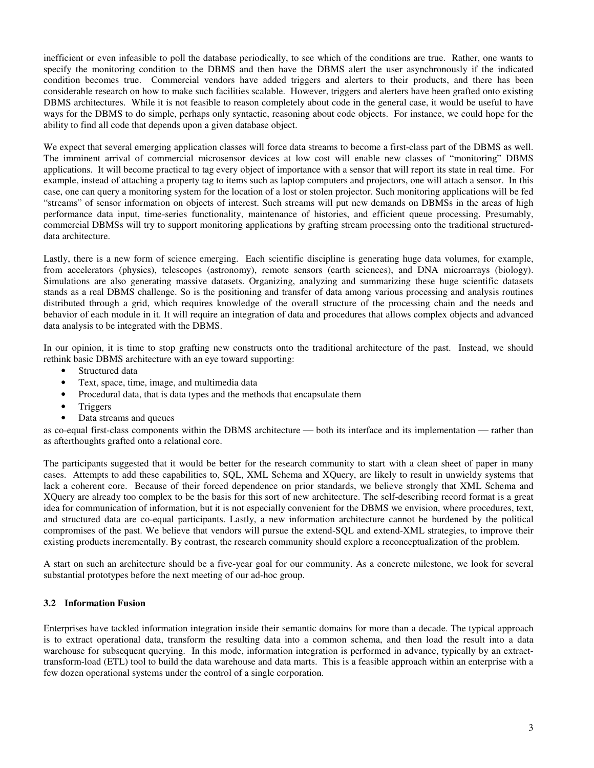inefficient or even infeasible to poll the database periodically, to see which of the conditions are true. Rather, one wants to specify the monitoring condition to the DBMS and then have the DBMS alert the user asynchronously if the indicated condition becomes true. Commercial vendors have added triggers and alerters to their products, and there has been considerable research on how to make such facilities scalable. However, triggers and alerters have been grafted onto existing DBMS architectures. While it is not feasible to reason completely about code in the general case, it would be useful to have ways for the DBMS to do simple, perhaps only syntactic, reasoning about code objects. For instance, we could hope for the ability to find all code that depends upon a given database object.

We expect that several emerging application classes will force data streams to become a first-class part of the DBMS as well. The imminent arrival of commercial microsensor devices at low cost will enable new classes of "monitoring" DBMS applications. It will become practical to tag every object of importance with a sensor that will report its state in real time. For example, instead of attaching a property tag to items such as laptop computers and projectors, one will attach a sensor. In this case, one can query a monitoring system for the location of a lost or stolen projector. Such monitoring applications will be fed "streams" of sensor information on objects of interest. Such streams will put new demands on DBMSs in the areas of high performance data input, time-series functionality, maintenance of histories, and efficient queue processing. Presumably, commercial DBMSs will try to support monitoring applications by grafting stream processing onto the traditional structured-data architecture.

Lastly, there is a new form of science emerging. Each scientific discipline is generating huge data volumes, for example, from accelerators (physics), telescopes (astronomy), remote sensors (earth sciences), and DNA microarrays (biology). Simulations are also generating massive datasets. Organizing, analyzing and summarizing these huge scientific datasets stands as a real DBMS challenge. So is the positioning and transfer of data among various processing and analysis routines distributed through a grid, which requires knowledge of the overall structure of the processing chain and the needs and behavior of each module in it. It will require an integration of data and procedures that allows complex objects and advanced data analysis to be integrated with the DBMS.

In our opinion, it is time to stop grafting new constructs onto the traditional architecture of the past. Instead, we should rethink basic DBMS architecture with an eye toward supporting:

- Structured data
- Text, space, time, image, and multimedia data
- Procedural data, that is data types and the methods that encapsulate them
- Triggers
- Data streams and queues

as co-equal first-class components within the DBMS architecture — both its interface and its implementation — rather than as afterthoughts grafted onto a relational core.

The participants suggested that it would be better for the research community to start with a clean sheet of paper in many cases. Attempts to add these capabilities to, SQL, XML Schema and XQuery, are likely to result in unwieldy systems that lack a coherent core. Because of their forced dependence on prior standards, we believe strongly that XML Schema and XQuery are already too complex to be the basis for this sort of new architecture. The self-describing record format is a great idea for communication of information, but it is not especially convenient for the DBMS we envision, where procedures, text, and structured data are co-equal participants. Lastly, a new information architecture cannot be burdened by the political compromises of the past. We believe that vendors will pursue the extend-SQL and extend-XML strategies, to improve their existing products incrementally. By contrast, the research community should explore a reconceptualization of the problem.

A start on such an architecture should be a five-year goal for our community. As a concrete milestone, we look for several substantial prototypes before the next meeting of our ad-hoc group.

### 3.2 Information Fusion

Enterprises have tackled information integration inside their semantic domains for more than a decade. The typical approach is to extract operational data, transform the resulting data into a common schema, and then load the result into a data warehouse for subsequent querying. In this mode, information integration is performed in advance, typically by an extract-transform-load (ETL) tool to build the data warehouse and data marts. This is a feasible approach within an enterprise with a few dozen operational systems under the control of a single corporation.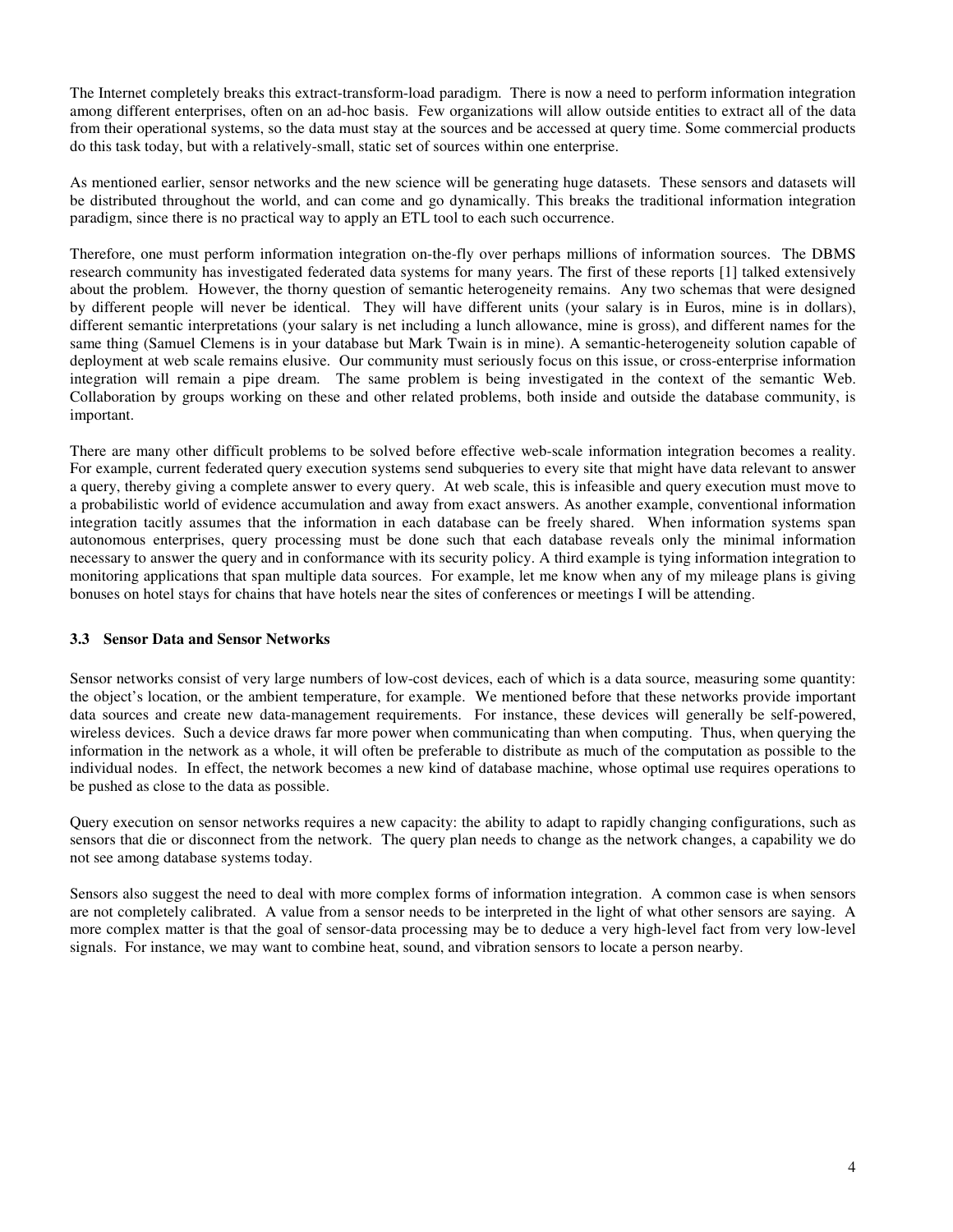The Internet completely breaks this extract-transform-load paradigm. There is now a need to perform information integration among different enterprises, often on an ad-hoc basis. Few organizations will allow outside entities to extract all of the data from their operational systems, so the data must stay at the sources and be accessed at query time. Some commercial products do this task today, but with a relatively-small, static set of sources within one enterprise.

As mentioned earlier, sensor networks and the new science will be generating huge datasets. These sensors and datasets will be distributed throughout the world, and can come and go dynamically. This breaks the traditional information integration paradigm, since there is no practical way to apply an ETL tool to each such occurrence.

Therefore, one must perform information integration on-the-fly over perhaps millions of information sources. The DBMS research community has investigated federated data systems for many years. The first of these reports [1] talked extensively about the problem. However, the thorny question of semantic heterogeneity remains. Any two schemas that were designed by different people will never be identical. They will have different units (your salary is in Euros, mine is in dollars), different semantic interpretations (your salary is net including a lunch allowance, mine is gross), and different names for the same thing (Samuel Clemens is in your database but Mark Twain is in mine). A semantic-heterogeneity solution capable of deployment at web scale remains elusive. Our community must seriously focus on this issue, or cross-enterprise information integration will remain a pipe dream. The same problem is being investigated in the context of the semantic Web. Collaboration by groups working on these and other related problems, both inside and outside the database community, is important.

There are many other difficult problems to be solved before effective web-scale information integration becomes a reality. For example, current federated query execution systems send subqueries to every site that might have data relevant to answer a query, thereby giving a complete answer to every query. At web scale, this is infeasible and query execution must move to a probabilistic world of evidence accumulation and away from exact answers. As another example, conventional information integration tacitly assumes that the information in each database can be freely shared. When information systems span autonomous enterprises, query processing must be done such that each database reveals only the minimal information necessary to answer the query and in conformance with its security policy. A third example is tying information integration to monitoring applications that span multiple data sources. For example, let me know when any of my mileage plans is giving bonuses on hotel stays for chains that have hotels near the sites of conferences or meetings I will be attending.

### 3.3 Sensor Data and Sensor Networks

Sensor networks consist of very large numbers of low-cost devices, each of which is a data source, measuring some quantity: the object's location, or the ambient temperature, for example. We mentioned before that these networks provide important data sources and create new data-management requirements. For instance, these devices will generally be self-powered, wireless devices. Such a device draws far more power when communicating than when computing. Thus, when querying the information in the network as a whole, it will often be preferable to distribute as much of the computation as possible to the individual nodes. In effect, the network becomes a new kind of database machine, whose optimal use requires operations to be pushed as close to the data as possible.

Query execution on sensor networks requires a new capacity: the ability to adapt to rapidly changing configurations, such as sensors that die or disconnect from the network. The query plan needs to change as the network changes, a capability we do not see among database systems today.

Sensors also suggest the need to deal with more complex forms of information integration. A common case is when sensors are not completely calibrated. A value from a sensor needs to be interpreted in the light of what other sensors are saying. A more complex matter is that the goal of sensor-data processing may be to deduce a very high-level fact from very low-level signals. For instance, we may want to combine heat, sound, and vibration sensors to locate a person nearby.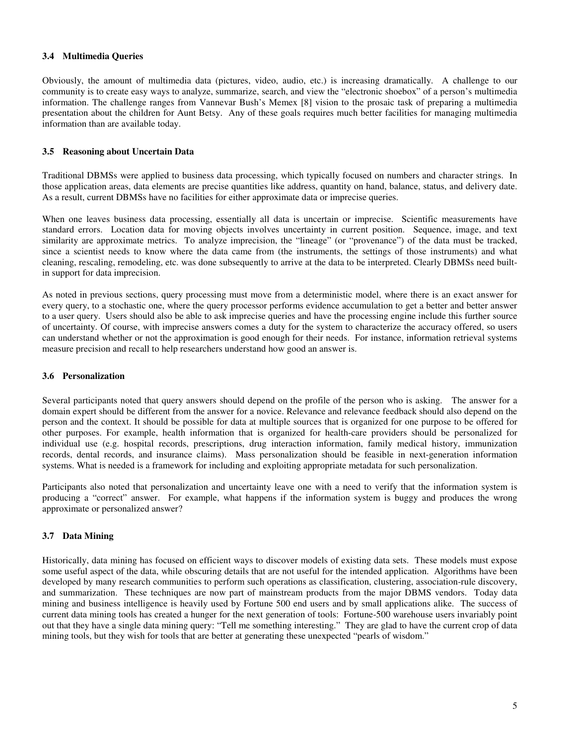### 3.4 Multimedia Queries

Obviously, the amount of multimedia data (pictures, video, audio, etc.) is increasing dramatically. A challenge to our community is to create easy ways to analyze, summarize, search, and view the "electronic shoebox" of a person's multimedia information. The challenge ranges from Vannevar Bush's Memex [8] vision to the prosaic task of preparing a multimedia presentation about the children for Aunt Betsy. Any of these goals requires much better facilities for managing multimedia information than are available today.

### 3.5 Reasoning about Uncertain Data

Traditional DBMSs were applied to business data processing, which typically focused on numbers and character strings. In those application areas, data elements are precise quantities like address, quantity on hand, balance, status, and delivery date. As a result, current DBMSs have no facilities for either approximate data or imprecise queries.

When one leaves business data processing, essentially all data is uncertain or imprecise. Scientific measurements have standard errors. Location data for moving objects involves uncertainty in current position. Sequence, image, and text similarity are approximate metrics. To analyze imprecision, the "lineage" (or "provenance") of the data must be tracked, since a scientist needs to know where the data came from (the instruments, the settings of those instruments) and what cleaning, rescaling, remodeling, etc. was done subsequently to arrive at the data to be interpreted. Clearly DBMSs need built-in support for data imprecision.

As noted in previous sections, query processing must move from a deterministic model, where there is an exact answer for every query, to a stochastic one, where the query processor performs evidence accumulation to get a better and better answer to a user query. Users should also be able to ask imprecise queries and have the processing engine include this further source of uncertainty. Of course, with imprecise answers comes a duty for the system to characterize the accuracy offered, so users can understand whether or not the approximation is good enough for their needs. For instance, information retrieval systems measure precision and recall to help researchers understand how good an answer is.

### 3.6 Personalization

Several participants noted that query answers should depend on the profile of the person who is asking. The answer for a domain expert should be different from the answer for a novice. Relevance and relevance feedback should also depend on the person and the context. It should be possible for data at multiple sources that is organized for one purpose to be offered for other purposes. For example, health information that is organized for health-care providers should be personalized for individual use (e.g. hospital records, prescriptions, drug interaction information, family medical history, immunization records, dental records, and insurance claims). Mass personalization should be feasible in next-generation information systems. What is needed is a framework for including and exploiting appropriate metadata for such personalization.

Participants also noted that personalization and uncertainty leave one with a need to verify that the information system is producing a "correct" answer. For example, what happens if the information system is buggy and produces the wrong approximate or personalized answer?

### 3.7 Data Mining

Historically, data mining has focused on efficient ways to discover models of existing data sets. These models must expose some useful aspect of the data, while obscuring details that are not useful for the intended application. Algorithms have been developed by many research communities to perform such operations as classification, clustering, association-rule discovery, and summarization. These techniques are now part of mainstream products from the major DBMS vendors. Today data mining and business intelligence is heavily used by Fortune 500 end users and by small applications alike. The success of current data mining tools has created a hunger for the next generation of tools: Fortune-500 warehouse users invariably point out that they have a single data mining query: "Tell me something interesting." They are glad to have the current crop of data mining tools, but they wish for tools that are better at generating these unexpected "pearls of wisdom."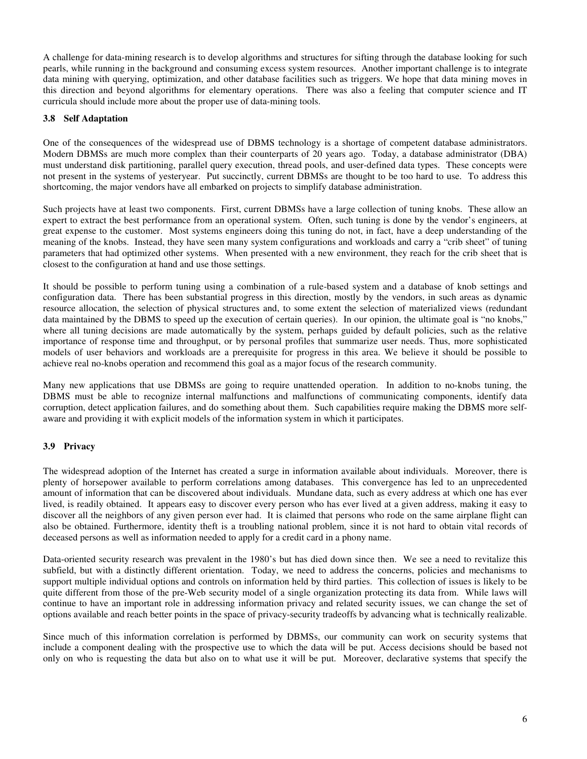A challenge for data-mining research is to develop algorithms and structures for sifting through the database looking for such pearls, while running in the background and consuming excess system resources. Another important challenge is to integrate data mining with querying, optimization, and other database facilities such as triggers. We hope that data mining moves in this direction and beyond algorithms for elementary operations. There was also a feeling that computer science and IT curricula should include more about the proper use of data-mining tools.

### 3.8 Self Adaptation

One of the consequences of the widespread use of DBMS technology is a shortage of competent database administrators. Modern DBMSs are much more complex than their counterparts of 20 years ago. Today, a database administrator (DBA) must understand disk partitioning, parallel query execution, thread pools, and user-defined data types. These concepts were not present in the systems of yesteryear. Put succinctly, current DBMSs are thought to be too hard to use. To address this shortcoming, the major vendors have all embarked on projects to simplify database administration.

Such projects have at least two components. First, current DBMSs have a large collection of tuning knobs. These allow an expert to extract the best performance from an operational system. Often, such tuning is done by the vendor's engineers, at great expense to the customer. Most systems engineers doing this tuning do not, in fact, have a deep understanding of the meaning of the knobs. Instead, they have seen many system configurations and workloads and carry a "crib sheet" of tuning parameters that had optimized other systems. When presented with a new environment, they reach for the crib sheet that is closest to the configuration at hand and use those settings.

It should be possible to perform tuning using a combination of a rule-based system and a database of knob settings and configuration data. There has been substantial progress in this direction, mostly by the vendors, in such areas as dynamic resource allocation, the selection of physical structures and, to some extent the selection of materialized views (redundant data maintained by the DBMS to speed up the execution of certain queries). In our opinion, the ultimate goal is "no knobs," where all tuning decisions are made automatically by the system, perhaps guided by default policies, such as the relative importance of response time and throughput, or by personal profiles that summarize user needs. Thus, more sophisticated models of user behaviors and workloads are a prerequisite for progress in this area. We believe it should be possible to achieve real no-knobs operation and recommend this goal as a major focus of the research community.

Many new applications that use DBMSs are going to require unattended operation. In addition to no-knobs tuning, the DBMS must be able to recognize internal malfunctions and malfunctions of communicating components, identify data corruption, detect application failures, and do something about them. Such capabilities require making the DBMS more self-aware and providing it with explicit models of the information system in which it participates.

### 3.9 Privacy

The widespread adoption of the Internet has created a surge in information available about individuals. Moreover, there is plenty of horsepower available to perform correlations among databases. This convergence has led to an unprecedented amount of information that can be discovered about individuals. Mundane data, such as every address at which one has ever lived, is readily obtained. It appears easy to discover every person who has ever lived at a given address, making it easy to discover all the neighbors of any given person ever had. It is claimed that persons who rode on the same airplane flight can also be obtained. Furthermore, identity theft is a troubling national problem, since it is not hard to obtain vital records of deceased persons as well as information needed to apply for a credit card in a phony name.

Data-oriented security research was prevalent in the 1980's but has died down since then. We see a need to revitalize this subfield, but with a distinctly different orientation. Today, we need to address the concerns, policies and mechanisms to support multiple individual options and controls on information held by third parties. This collection of issues is likely to be quite different from those of the pre-Web security model of a single organization protecting its data from. While laws will continue to have an important role in addressing information privacy and related security issues, we can change the set of options available and reach better points in the space of privacy-security tradeoffs by advancing what is technically realizable.

Since much of this information correlation is performed by DBMSs, our community can work on security systems that include a component dealing with the prospective use to which the data will be put. Access decisions should be based not only on who is requesting the data but also on to what use it will be put. Moreover, declarative systems that specify the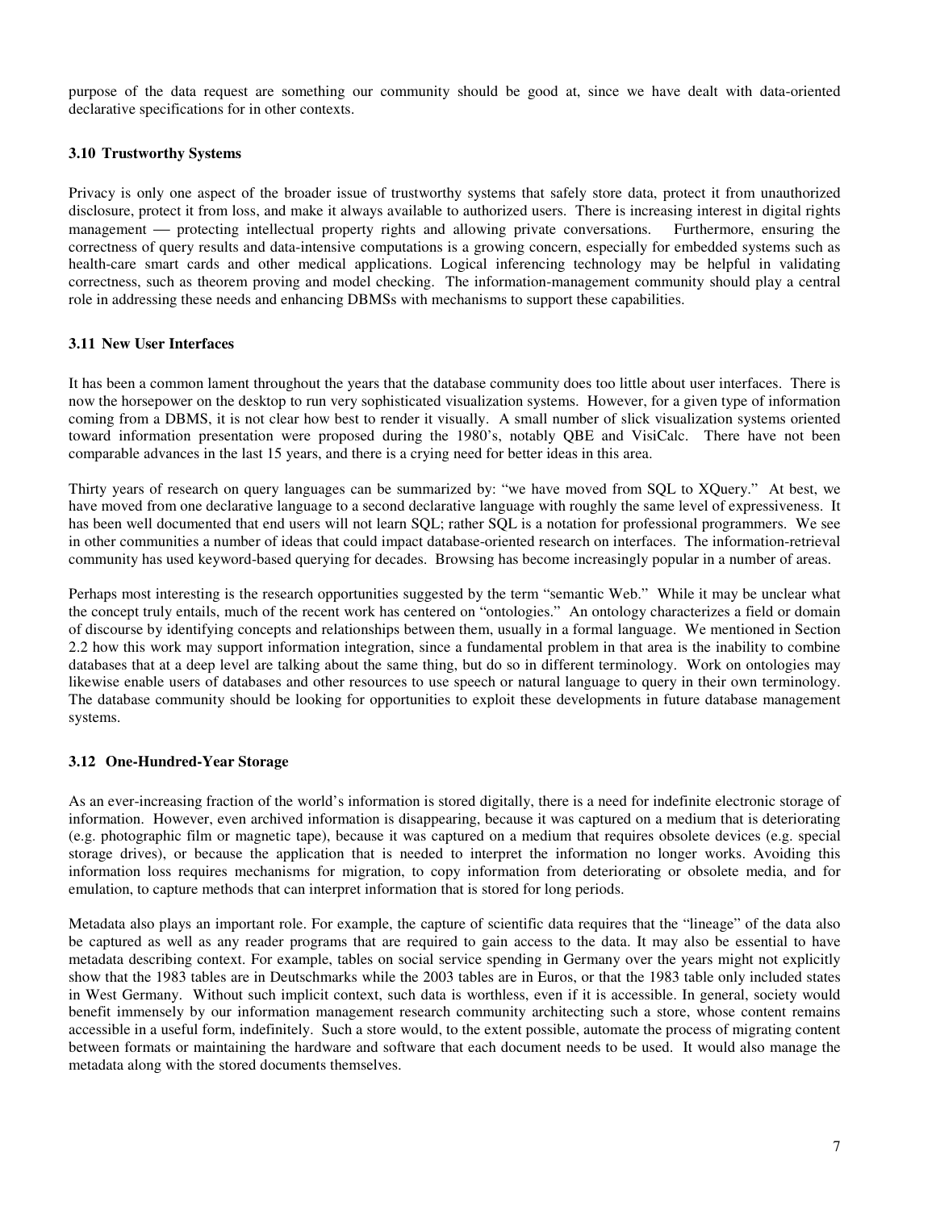purpose of the data request are something our community should be good at, since we have dealt with data-oriented declarative specifications for in other contexts.

### 3.10 Trustworthy Systems

Privacy is only one aspect of the broader issue of trustworthy systems that safely store data, protect it from unauthorized disclosure, protect it from loss, and make it always available to authorized users. There is increasing interest in digital rights management — protecting intellectual property rights and allowing private conversations. Furthermore, ensuring the correctness of query results and data-intensive computations is a growing concern, especially for embedded systems such as health-care smart cards and other medical applications. Logical inferencing technology may be helpful in validating correctness, such as theorem proving and model checking. The information-management community should play a central role in addressing these needs and enhancing DBMSs with mechanisms to support these capabilities.

### 3.11 New User Interfaces

It has been a common lament throughout the years that the database community does too little about user interfaces. There is now the horsepower on the desktop to run very sophisticated visualization systems. However, for a given type of information coming from a DBMS, it is not clear how best to render it visually. A small number of slick visualization systems oriented toward information presentation were proposed during the 1980's, notably QBE and VisiCalc. There have not been comparable advances in the last 15 years, and there is a crying need for better ideas in this area.

Thirty years of research on query languages can be summarized by: "we have moved from SQL to XQuery." At best, we have moved from one declarative language to a second declarative language with roughly the same level of expressiveness. It has been well documented that end users will not learn SQL; rather SQL is a notation for professional programmers. We see in other communities a number of ideas that could impact database-oriented research on interfaces. The information-retrieval community has used keyword-based querying for decades. Browsing has become increasingly popular in a number of areas.

Perhaps most interesting is the research opportunities suggested by the term "semantic Web." While it may be unclear what the concept truly entails, much of the recent work has centered on "ontologies." An ontology characterizes a field or domain of discourse by identifying concepts and relationships between them, usually in a formal language. We mentioned in Section 2.2 how this work may support information integration, since a fundamental problem in that area is the inability to combine databases that at a deep level are talking about the same thing, but do so in different terminology. Work on ontologies may likewise enable users of databases and other resources to use speech or natural language to query in their own terminology. The database community should be looking for opportunities to exploit these developments in future database management systems.

### 3.12 One-Hundred-Year Storage

As an ever-increasing fraction of the world's information is stored digitally, there is a need for indefinite electronic storage of information. However, even archived information is disappearing, because it was captured on a medium that is deteriorating (e.g. photographic film or magnetic tape), because it was captured on a medium that requires obsolete devices (e.g. special storage drives), or because the application that is needed to interpret the information no longer works. Avoiding this information loss requires mechanisms for migration, to copy information from deteriorating or obsolete media, and for emulation, to capture methods that can interpret information that is stored for long periods.

Metadata also plays an important role. For example, the capture of scientific data requires that the "lineage" of the data also be captured as well as any reader programs that are required to gain access to the data. It may also be essential to have metadata describing context. For example, tables on social service spending in Germany over the years might not explicitly show that the 1983 tables are in Deutschmarks while the 2003 tables are in Euros, or that the 1983 table only included states in West Germany. Without such implicit context, such data is worthless, even if it is accessible. In general, society would benefit immensely by our information management research community architecting such a store, whose content remains accessible in a useful form, indefinitely. Such a store would, to the extent possible, automate the process of migrating content between formats or maintaining the hardware and software that each document needs to be used. It would also manage the metadata along with the stored documents themselves.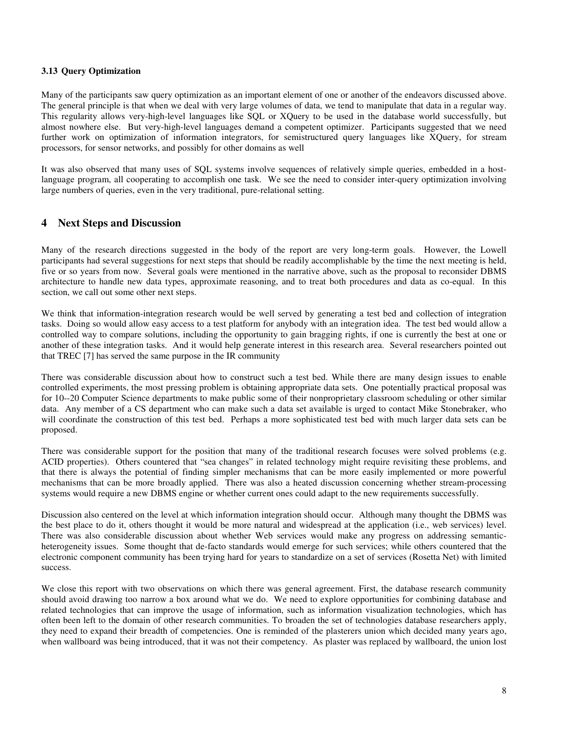### 3.13 Query Optimization

Many of the participants saw query optimization as an important element of one or another of the endeavors discussed above. The general principle is that when we deal with very large volumes of data, we tend to manipulate that data in a regular way. This regularity allows very-high-level languages like SQL or XQuery to be used in the database world successfully, but almost nowhere else. But very-high-level languages demand a competent optimizer. Participants suggested that we need further work on optimization of information integrators, for semistructured query languages like XQuery, for stream processors, for sensor networks, and possibly for other domains as well

It was also observed that many uses of SQL systems involve sequences of relatively simple queries, embedded in a host-language program, all cooperating to accomplish one task. We see the need to consider inter-query optimization involving large numbers of queries, even in the very traditional, pure-relational setting.

## 4 Next Steps and Discussion

Many of the research directions suggested in the body of the report are very long-term goals. However, the Lowell participants had several suggestions for next steps that should be readily accomplishable by the time the next meeting is held, five or so years from now. Several goals were mentioned in the narrative above, such as the proposal to reconsider DBMS architecture to handle new data types, approximate reasoning, and to treat both procedures and data as co-equal. In this section, we call out some other next steps.

We think that information-integration research would be well served by generating a test bed and collection of integration tasks. Doing so would allow easy access to a test platform for anybody with an integration idea. The test bed would allow a controlled way to compare solutions, including the opportunity to gain bragging rights, if one is currently the best at one or another of these integration tasks. And it would help generate interest in this research area. Several researchers pointed out that TREC [7] has served the same purpose in the IR community

There was considerable discussion about how to construct such a test bed. While there are many design issues to enable controlled experiments, the most pressing problem is obtaining appropriate data sets. One potentially practical proposal was for 10--20 Computer Science departments to make public some of their nonproprietary classroom scheduling or other similar data. Any member of a CS department who can make such a data set available is urged to contact Mike Stonebraker, who will coordinate the construction of this test bed. Perhaps a more sophisticated test bed with much larger data sets can be proposed.

There was considerable support for the position that many of the traditional research focuses were solved problems (e.g. ACID properties). Others countered that "sea changes" in related technology might require revisiting these problems, and that there is always the potential of finding simpler mechanisms that can be more easily implemented or more powerful mechanisms that can be more broadly applied. There was also a heated discussion concerning whether stream-processing systems would require a new DBMS engine or whether current ones could adapt to the new requirements successfully.

Discussion also centered on the level at which information integration should occur. Although many thought the DBMS was the best place to do it, others thought it would be more natural and widespread at the application (i.e., web services) level. There was also considerable discussion about whether Web services would make any progress on addressing semantic-heterogeneity issues. Some thought that de-facto standards would emerge for such services; while others countered that the electronic component community has been trying hard for years to standardize on a set of services (Rosetta Net) with limited success.

We close this report with two observations on which there was general agreement. First, the database research community should avoid drawing too narrow a box around what we do. We need to explore opportunities for combining database and related technologies that can improve the usage of information, such as information visualization technologies, which has often been left to the domain of other research communities. To broaden the set of technologies database researchers apply, they need to expand their breadth of competencies. One is reminded of the plasterers union which decided many years ago, when wallboard was being introduced, that it was not their competency. As plaster was replaced by wallboard, the union lost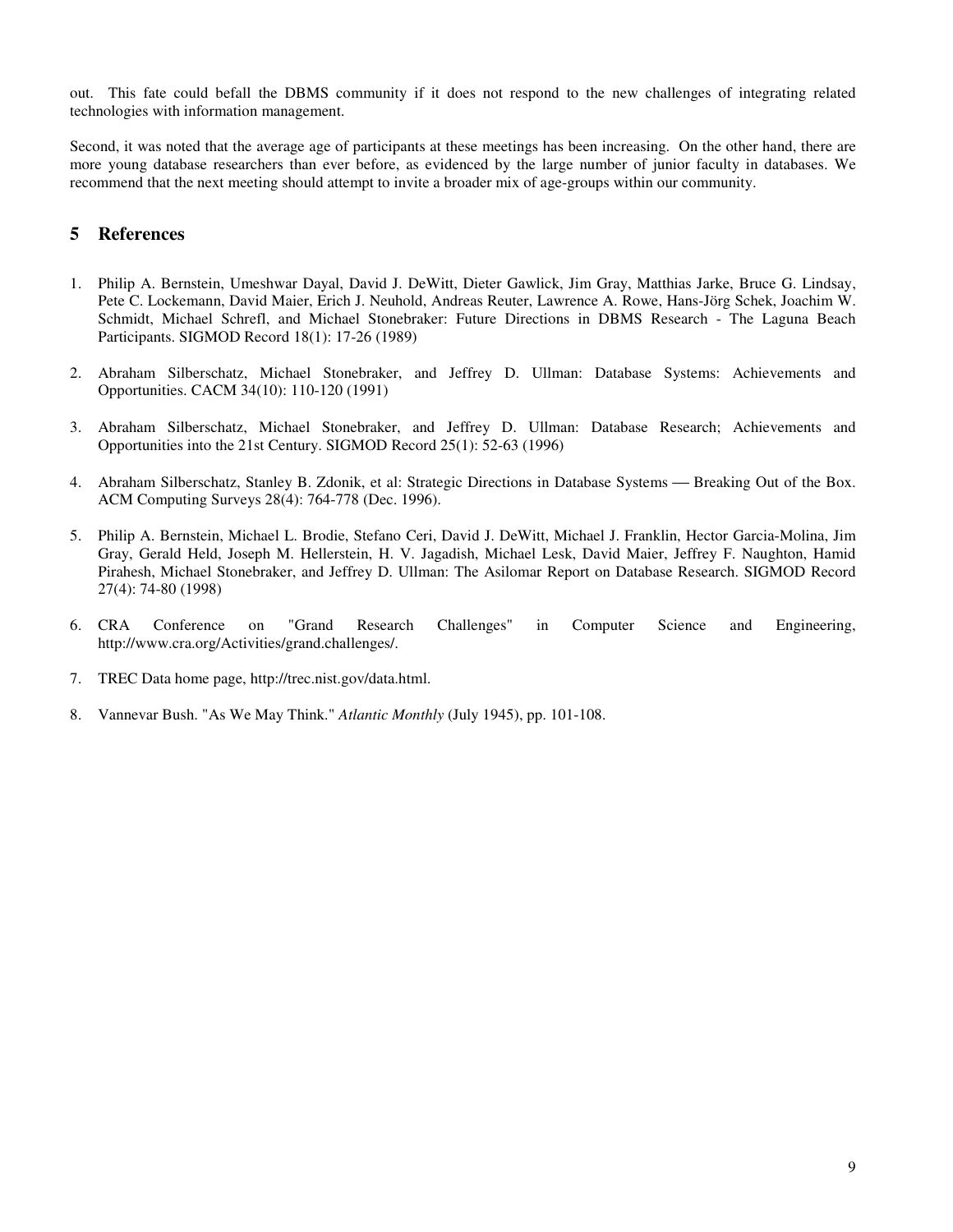out. This fate could befall the DBMS community if it does not respond to the new challenges of integrating related technologies with information management.

Second, it was noted that the average age of participants at these meetings has been increasing. On the other hand, there are more young database researchers than ever before, as evidenced by the large number of junior faculty in databases. We recommend that the next meeting should attempt to invite a broader mix of age-groups within our community.

## 5 References

1. Philip A. Bernstein, Umeshwar Dayal, David J. DeWitt, Dieter Gawlick, Jim Gray, Matthias Jarke, Bruce G. Lindsay, Pete C. Lockemann, David Maier, Erich J. Neuhold, Andreas Reuter, Lawrence A. Rowe, Hans-Jörg Schek, Joachim W. Schmidt, Michael Schrefl, and Michael Stonebraker: Future Directions in DBMS Research - The Laguna Beach Participants. SIGMOD Record 18(1): 17-26 (1989)

2. Abraham Silberschatz, Michael Stonebraker, and Jeffrey D. Ullman: Database Systems: Achievements and Opportunities. CACM 34(10): 110-120 (1991)

3. Abraham Silberschatz, Michael Stonebraker, and Jeffrey D. Ullman: Database Research; Achievements and Opportunities into the 21st Century. SIGMOD Record 25(1): 52-63 (1996)

4. Abraham Silberschatz, Stanley B. Zdonik, et al: Strategic Directions in Database Systems — Breaking Out of the Box. ACM Computing Surveys 28(4): 764-778 (Dec. 1996).

5. Philip A. Bernstein, Michael L. Brodie, Stefano Ceri, David J. DeWitt, Michael J. Franklin, Hector Garcia-Molina, Jim Gray, Gerald Held, Joseph M. Hellerstein, H. V. Jagadish, Michael Lesk, David Maier, Jeffrey F. Naughton, Hamid Pirahesh, Michael Stonebraker, and Jeffrey D. Ullman: The Asilomar Report on Database Research. SIGMOD Record 27(4): 74-80 (1998)

6. CRA Conference on "Grand Research Challenges" in Computer Science and Engineering, http://www.cra.org/Activities/grand.challenges/.

7. TREC Data home page, http://trec.nist.gov/data.html.

8. Vannevar Bush. "As We May Think." *Atlantic Monthly* (July 1945), pp. 101-108.